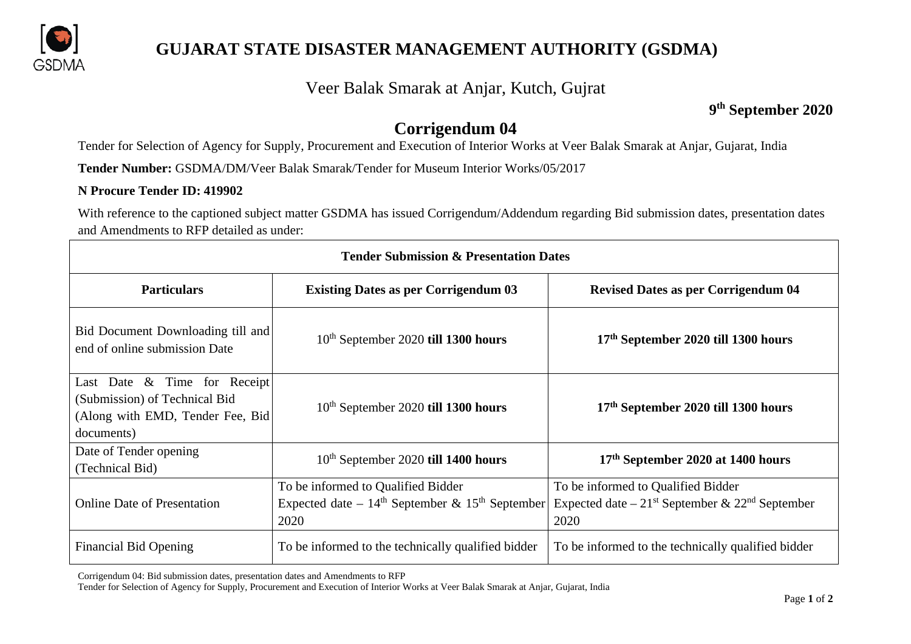# GUJARAT STATE DISASTER MANAGEMENT AUTHORITY (GSDMA)

Veer Balak Smarak at Anjar, Kutch, Gujrat

**9th September 2020**

## Corrigendum 04

Tender for Selection of Agency for Supply, Procurement and Execution of Interior Works at Veer Balak Smarak at Anjar, Gujarat, India

**Tender Number:** GSDMA/DM/Veer Balak Smarak/Tender for Museum Interior Works/05/2017

**N Procure Tender ID: 419902**

With reference to the captioned subject matter GSDMA has issued Corrigendum/Addendum regarding Bid submission dates, presentation dates and Amendments to RFP detailed as under:

| **Tender Submission & Presentation Dates** | | |
|---|---|---|
| **Particulars** | **Existing Dates as per Corrigendum 03** | **Revised Dates as per Corrigendum 04** |
| Bid Document Downloading till and end of online submission Date | 10th September 2020 **till 1300 hours** | **17th September 2020 till 1300 hours** |
| Last Date & Time for Receipt (Submission) of Technical Bid (Along with EMD, Tender Fee, Bid documents) | 10th September 2020 **till 1300 hours** | **17th September 2020 till 1300 hours** |
| Date of Tender opening (Technical Bid) | 10th September 2020 **till 1400 hours** | **17th September 2020 at 1400 hours** |
| Online Date of Presentation | To be informed to Qualified Bidder Expected date – 14th September & 15th September 2020 | To be informed to Qualified Bidder Expected date – 21st September & 22nd September 2020 |
| Financial Bid Opening | To be informed to the technically qualified bidder | To be informed to the technically qualified bidder |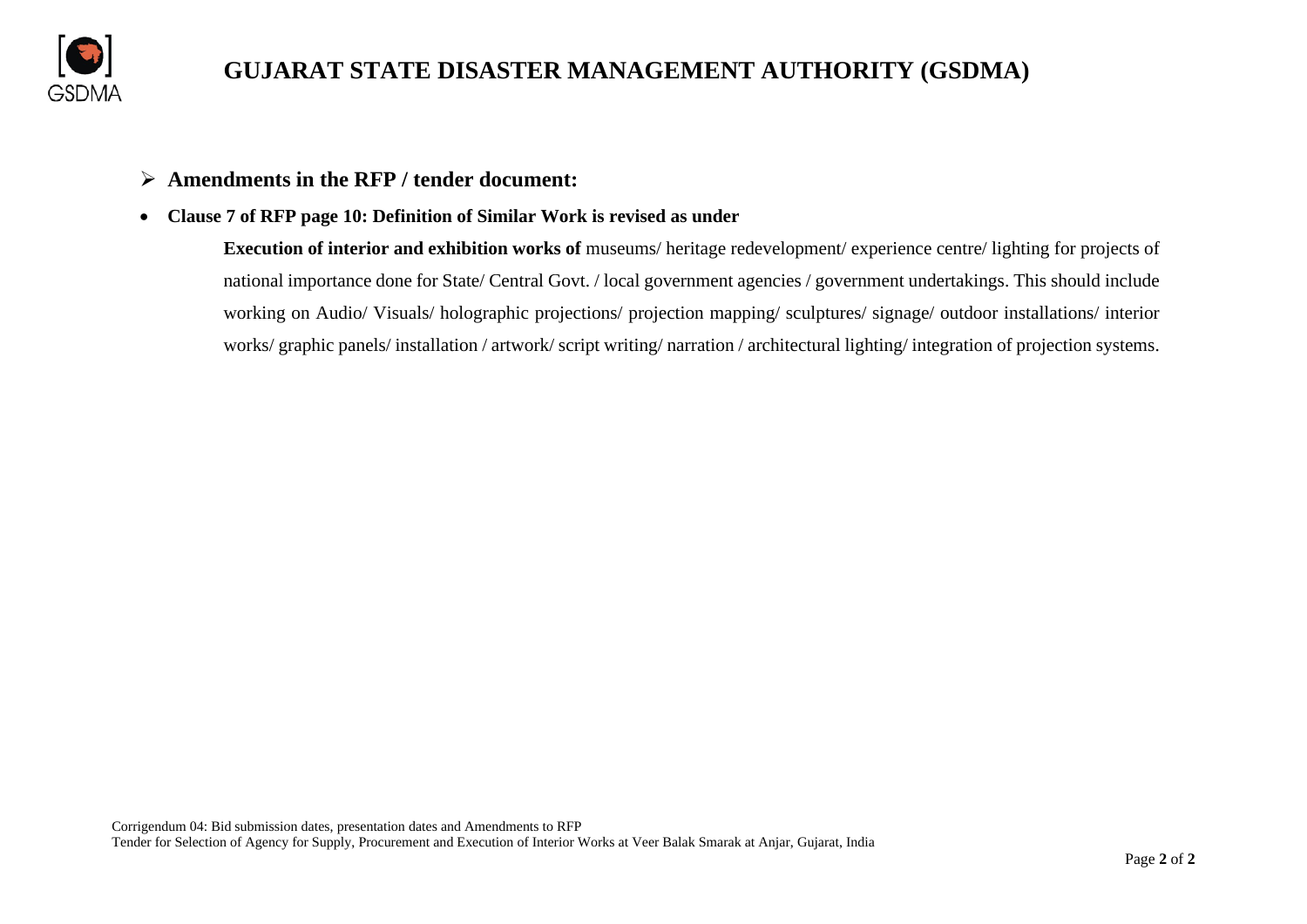- **Amendments in the RFP / tender document:**

- **Clause 7 of RFP page 10: Definition of Similar Work is revised as under**

  **Execution of interior and exhibition works of** museums/ heritage redevelopment/ experience centre/ lighting for projects of national importance done for State/ Central Govt. / local government agencies / government undertakings. This should include working on Audio/ Visuals/ holographic projections/ projection mapping/ sculptures/ signage/ outdoor installations/ interior works/ graphic panels/ installation / artwork/ script writing/ narration / architectural lighting/ integration of projection systems.